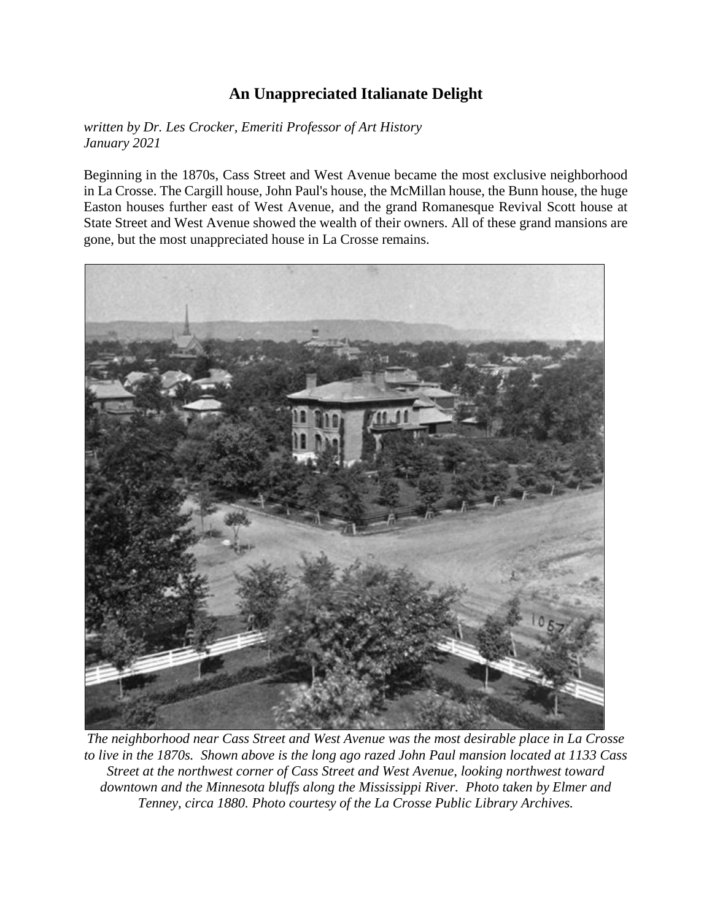# An Unappreciated Italianate Delight

*written by Dr. Les Crocker, Emeriti Professor of Art History*
*January 2021*

Beginning in the 1870s, Cass Street and West Avenue became the most exclusive neighborhood in La Crosse. The Cargill house, John Paul's house, the McMillan house, the Bunn house, the huge Easton houses further east of West Avenue, and the grand Romanesque Revival Scott house at State Street and West Avenue showed the wealth of their owners. All of these grand mansions are gone, but the most unappreciated house in La Crosse remains.

*The neighborhood near Cass Street and West Avenue was the most desirable place in La Crosse to live in the 1870s. Shown above is the long ago razed John Paul mansion located at 1133 Cass Street at the northwest corner of Cass Street and West Avenue, looking northwest toward downtown and the Minnesota bluffs along the Mississippi River. Photo taken by Elmer and Tenney, circa 1880. Photo courtesy of the La Crosse Public Library Archives.*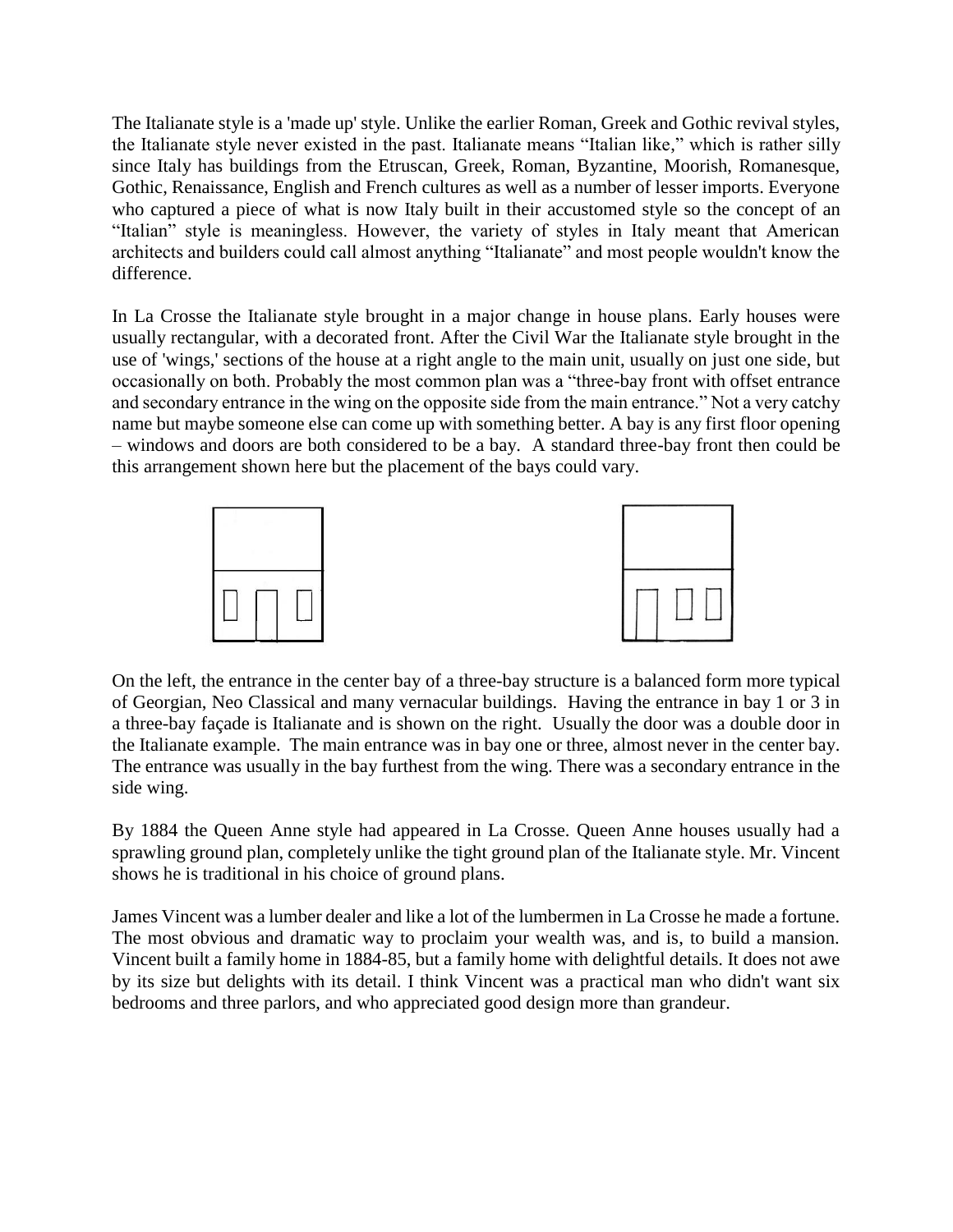The Italianate style is a 'made up' style. Unlike the earlier Roman, Greek and Gothic revival styles, the Italianate style never existed in the past. Italianate means "Italian like," which is rather silly since Italy has buildings from the Etruscan, Greek, Roman, Byzantine, Moorish, Romanesque, Gothic, Renaissance, English and French cultures as well as a number of lesser imports. Everyone who captured a piece of what is now Italy built in their accustomed style so the concept of an "Italian" style is meaningless. However, the variety of styles in Italy meant that American architects and builders could call almost anything "Italianate" and most people wouldn't know the difference.

In La Crosse the Italianate style brought in a major change in house plans. Early houses were usually rectangular, with a decorated front. After the Civil War the Italianate style brought in the use of 'wings,' sections of the house at a right angle to the main unit, usually on just one side, but occasionally on both. Probably the most common plan was a "three-bay front with offset entrance and secondary entrance in the wing on the opposite side from the main entrance." Not a very catchy name but maybe someone else can come up with something better. A bay is any first floor opening – windows and doors are both considered to be a bay. A standard three-bay front then could be this arrangement shown here but the placement of the bays could vary.

On the left, the entrance in the center bay of a three-bay structure is a balanced form more typical of Georgian, Neo Classical and many vernacular buildings. Having the entrance in bay 1 or 3 in a three-bay façade is Italianate and is shown on the right. Usually the door was a double door in the Italianate example. The main entrance was in bay one or three, almost never in the center bay. The entrance was usually in the bay furthest from the wing. There was a secondary entrance in the side wing.

By 1884 the Queen Anne style had appeared in La Crosse. Queen Anne houses usually had a sprawling ground plan, completely unlike the tight ground plan of the Italianate style. Mr. Vincent shows he is traditional in his choice of ground plans.

James Vincent was a lumber dealer and like a lot of the lumbermen in La Crosse he made a fortune. The most obvious and dramatic way to proclaim your wealth was, and is, to build a mansion. Vincent built a family home in 1884-85, but a family home with delightful details. It does not awe by its size but delights with its detail. I think Vincent was a practical man who didn't want six bedrooms and three parlors, and who appreciated good design more than grandeur.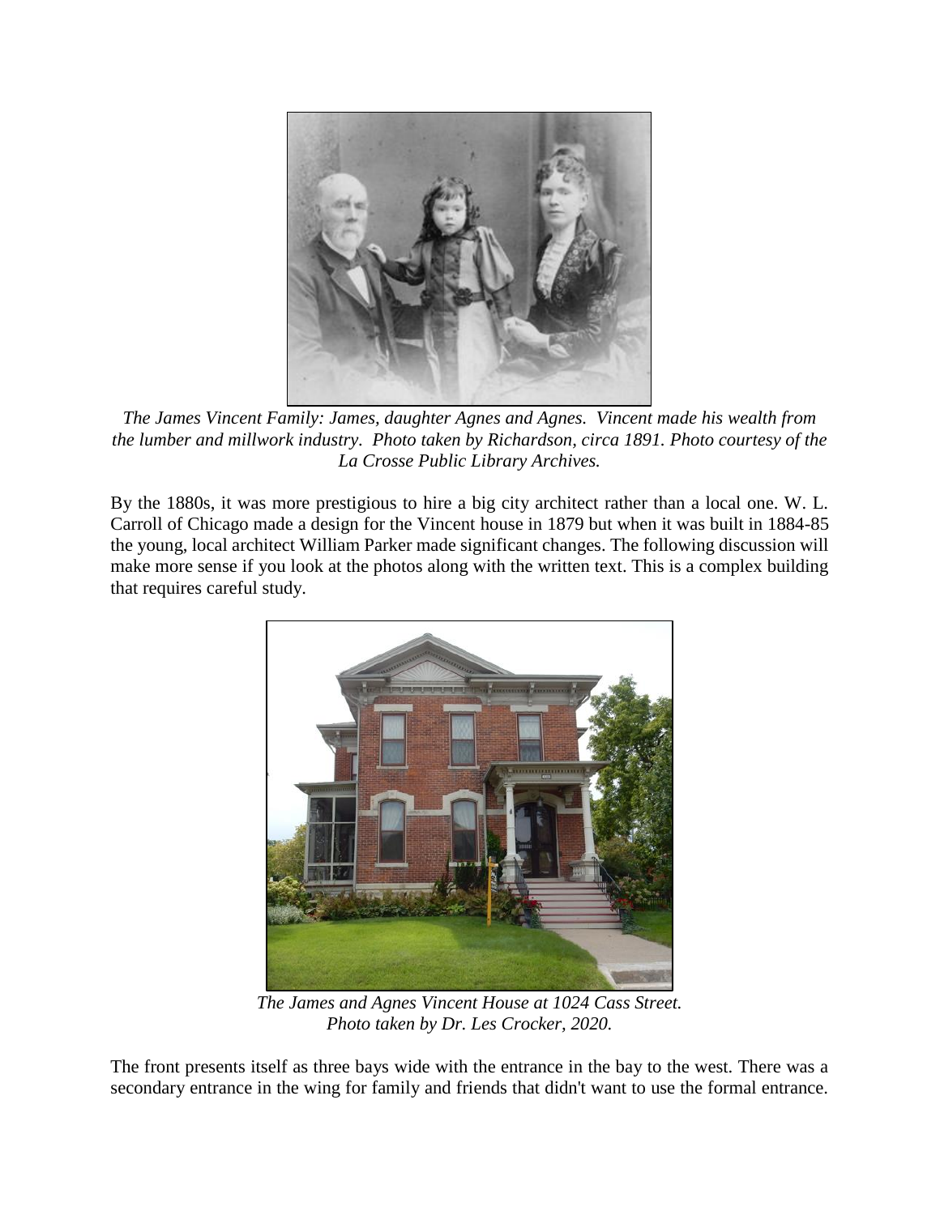*The James Vincent Family: James, daughter Agnes and Agnes. Vincent made his wealth from the lumber and millwork industry. Photo taken by Richardson, circa 1891. Photo courtesy of the La Crosse Public Library Archives.*

By the 1880s, it was more prestigious to hire a big city architect rather than a local one. W. L. Carroll of Chicago made a design for the Vincent house in 1879 but when it was built in 1884-85 the young, local architect William Parker made significant changes. The following discussion will make more sense if you look at the photos along with the written text. This is a complex building that requires careful study.

*The James and Agnes Vincent House at 1024 Cass Street. Photo taken by Dr. Les Crocker, 2020.*

The front presents itself as three bays wide with the entrance in the bay to the west. There was a secondary entrance in the wing for family and friends that didn't want to use the formal entrance.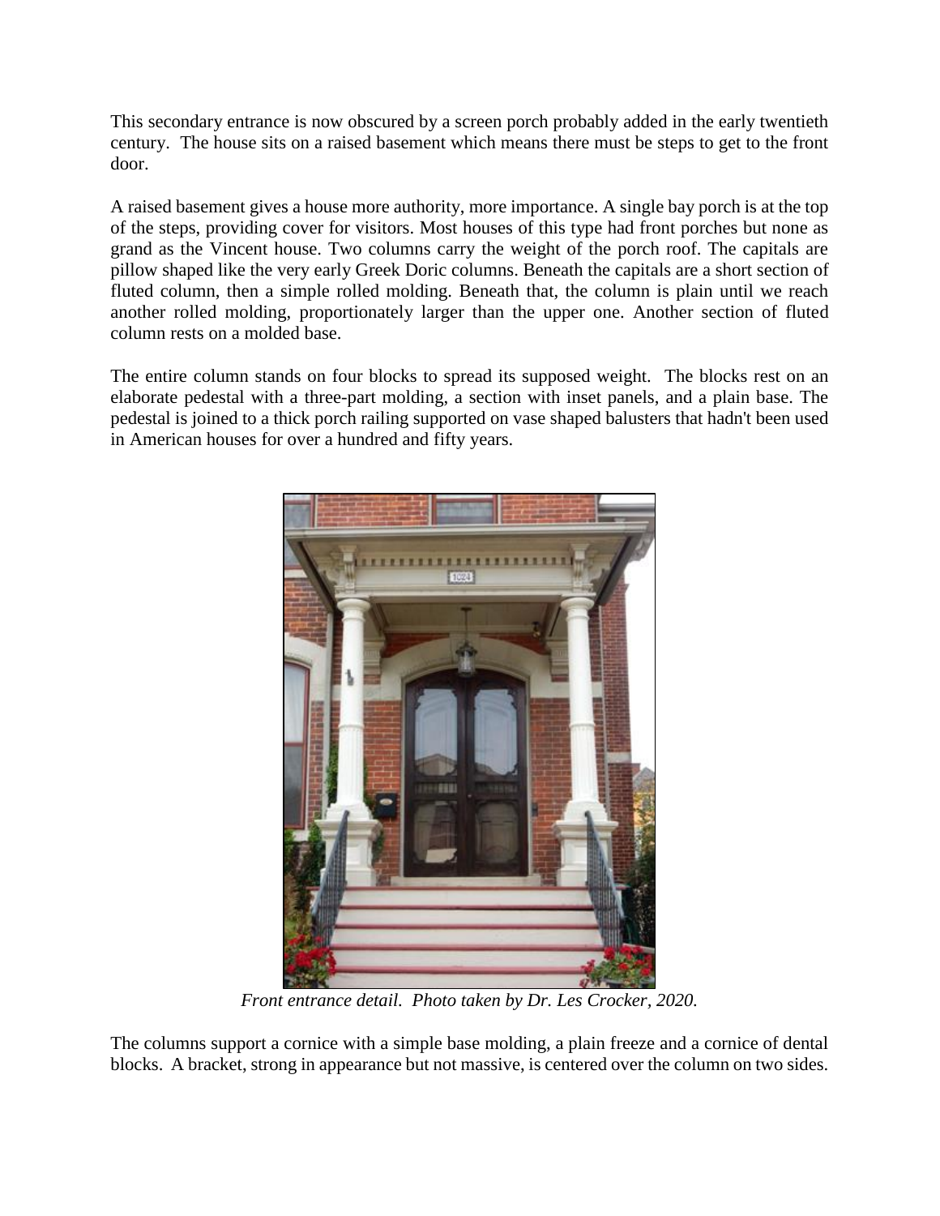This secondary entrance is now obscured by a screen porch probably added in the early twentieth century. The house sits on a raised basement which means there must be steps to get to the front door.

A raised basement gives a house more authority, more importance. A single bay porch is at the top of the steps, providing cover for visitors. Most houses of this type had front porches but none as grand as the Vincent house. Two columns carry the weight of the porch roof. The capitals are pillow shaped like the very early Greek Doric columns. Beneath the capitals are a short section of fluted column, then a simple rolled molding. Beneath that, the column is plain until we reach another rolled molding, proportionately larger than the upper one. Another section of fluted column rests on a molded base.

The entire column stands on four blocks to spread its supposed weight. The blocks rest on an elaborate pedestal with a three-part molding, a section with inset panels, and a plain base. The pedestal is joined to a thick porch railing supported on vase shaped balusters that hadn't been used in American houses for over a hundred and fifty years.

*Front entrance detail. Photo taken by Dr. Les Crocker, 2020.*

The columns support a cornice with a simple base molding, a plain freeze and a cornice of dental blocks. A bracket, strong in appearance but not massive, is centered over the column on two sides.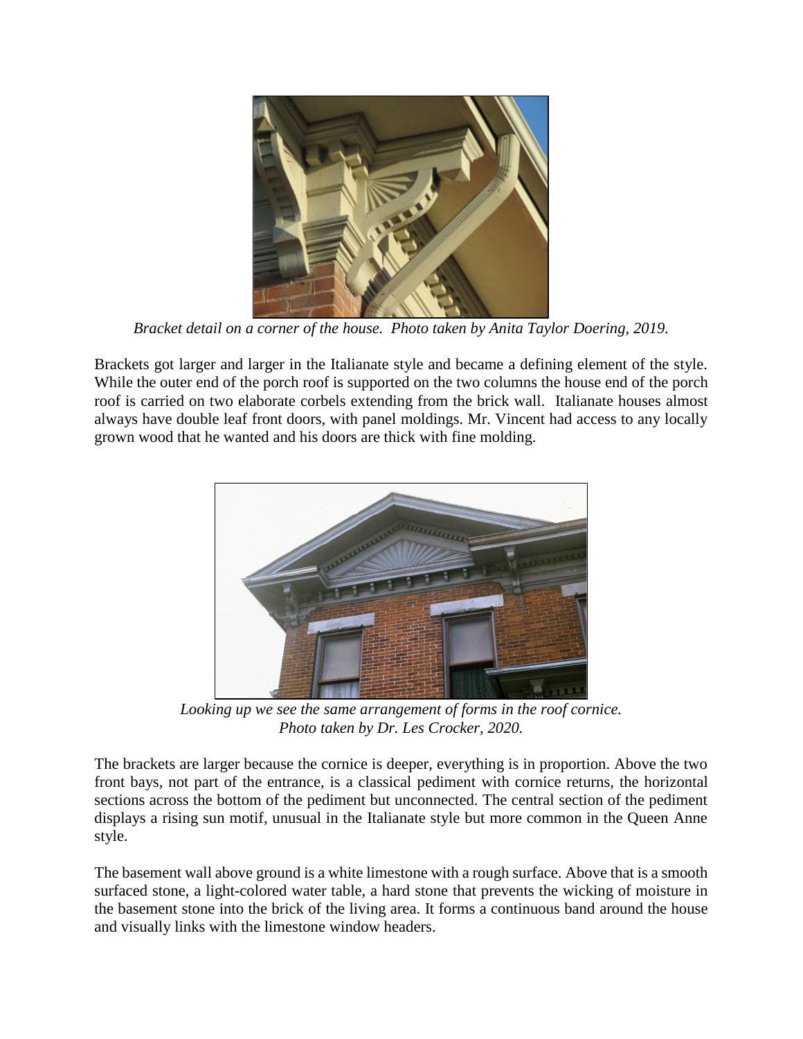*Bracket detail on a corner of the house. Photo taken by Anita Taylor Doering, 2019.*

Brackets got larger and larger in the Italianate style and became a defining element of the style. While the outer end of the porch roof is supported on the two columns the house end of the porch roof is carried on two elaborate corbels extending from the brick wall. Italianate houses almost always have double leaf front doors, with panel moldings. Mr. Vincent had access to any locally grown wood that he wanted and his doors are thick with fine molding.

*Looking up we see the same arrangement of forms in the roof cornice.*
*Photo taken by Dr. Les Crocker, 2020.*

The brackets are larger because the cornice is deeper, everything is in proportion. Above the two front bays, not part of the entrance, is a classical pediment with cornice returns, the horizontal sections across the bottom of the pediment but unconnected. The central section of the pediment displays a rising sun motif, unusual in the Italianate style but more common in the Queen Anne style.

The basement wall above ground is a white limestone with a rough surface. Above that is a smooth surfaced stone, a light-colored water table, a hard stone that prevents the wicking of moisture in the basement stone into the brick of the living area. It forms a continuous band around the house and visually links with the limestone window headers.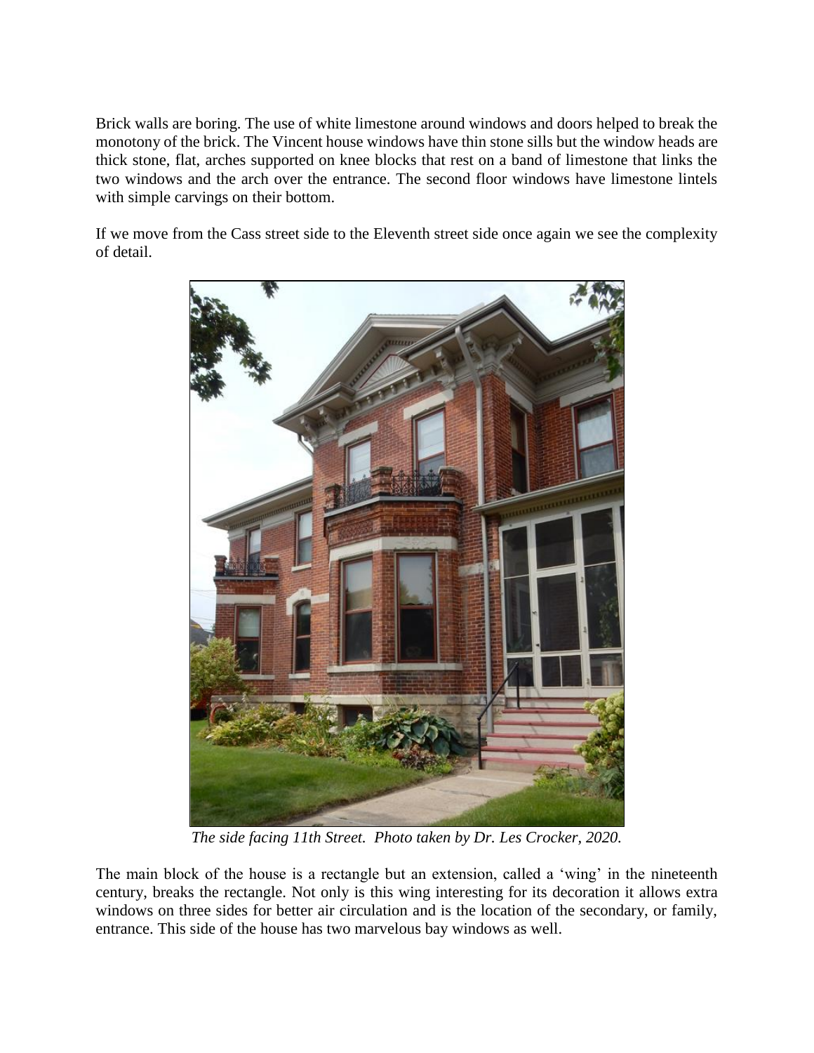Brick walls are boring. The use of white limestone around windows and doors helped to break the monotony of the brick. The Vincent house windows have thin stone sills but the window heads are thick stone, flat, arches supported on knee blocks that rest on a band of limestone that links the two windows and the arch over the entrance. The second floor windows have limestone lintels with simple carvings on their bottom.

If we move from the Cass street side to the Eleventh street side once again we see the complexity of detail.

*The side facing 11th Street. Photo taken by Dr. Les Crocker, 2020.*

The main block of the house is a rectangle but an extension, called a 'wing' in the nineteenth century, breaks the rectangle. Not only is this wing interesting for its decoration it allows extra windows on three sides for better air circulation and is the location of the secondary, or family, entrance. This side of the house has two marvelous bay windows as well.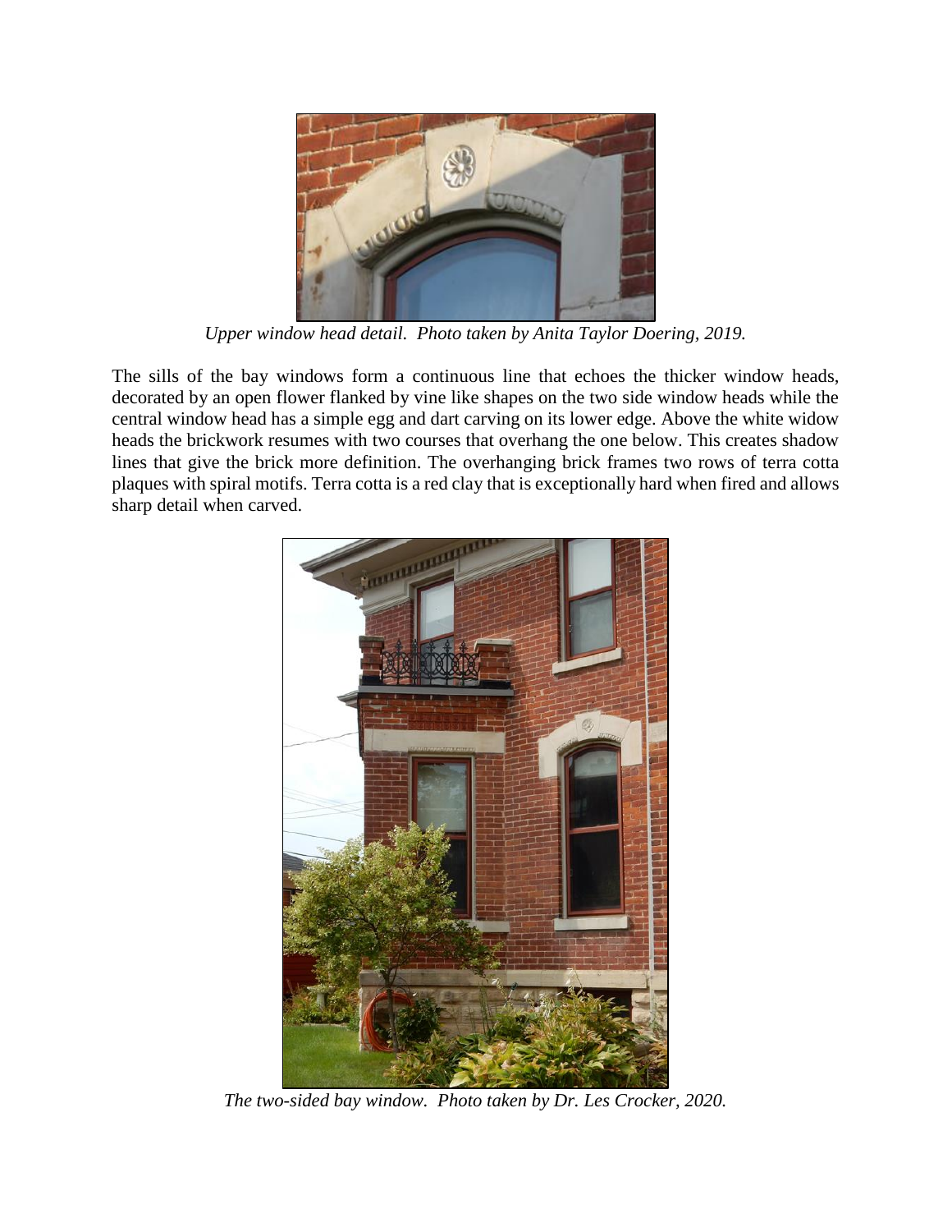*Upper window head detail. Photo taken by Anita Taylor Doering, 2019.*

The sills of the bay windows form a continuous line that echoes the thicker window heads, decorated by an open flower flanked by vine like shapes on the two side window heads while the central window head has a simple egg and dart carving on its lower edge. Above the white widow heads the brickwork resumes with two courses that overhang the one below. This creates shadow lines that give the brick more definition. The overhanging brick frames two rows of terra cotta plaques with spiral motifs. Terra cotta is a red clay that is exceptionally hard when fired and allows sharp detail when carved.

*The two-sided bay window. Photo taken by Dr. Les Crocker, 2020.*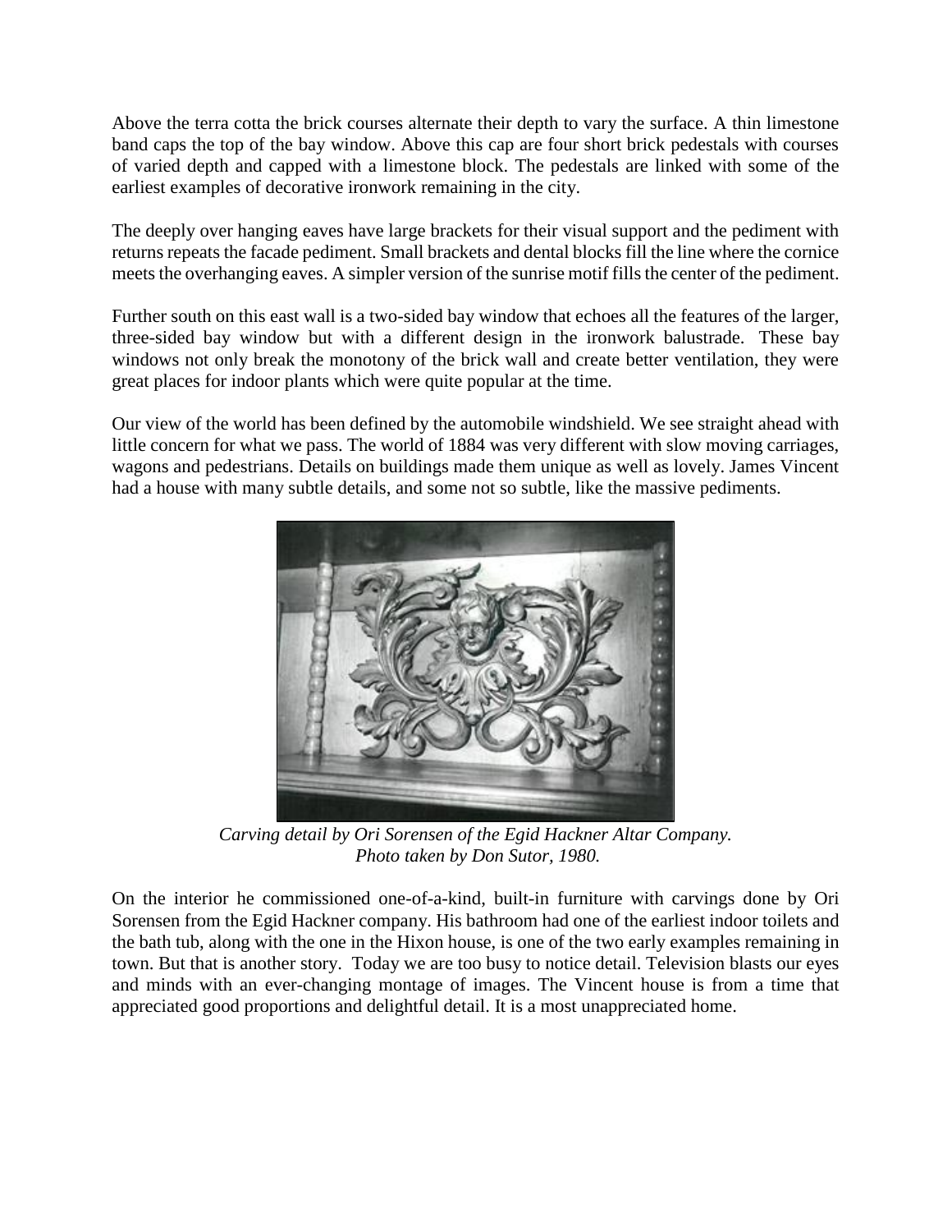Above the terra cotta the brick courses alternate their depth to vary the surface. A thin limestone band caps the top of the bay window. Above this cap are four short brick pedestals with courses of varied depth and capped with a limestone block. The pedestals are linked with some of the earliest examples of decorative ironwork remaining in the city.

The deeply over hanging eaves have large brackets for their visual support and the pediment with returns repeats the facade pediment. Small brackets and dental blocks fill the line where the cornice meets the overhanging eaves. A simpler version of the sunrise motif fills the center of the pediment.

Further south on this east wall is a two-sided bay window that echoes all the features of the larger, three-sided bay window but with a different design in the ironwork balustrade. These bay windows not only break the monotony of the brick wall and create better ventilation, they were great places for indoor plants which were quite popular at the time.

Our view of the world has been defined by the automobile windshield. We see straight ahead with little concern for what we pass. The world of 1884 was very different with slow moving carriages, wagons and pedestrians. Details on buildings made them unique as well as lovely. James Vincent had a house with many subtle details, and some not so subtle, like the massive pediments.

*Carving detail by Ori Sorensen of the Egid Hackner Altar Company.*
*Photo taken by Don Sutor, 1980.*

On the interior he commissioned one-of-a-kind, built-in furniture with carvings done by Ori Sorensen from the Egid Hackner company. His bathroom had one of the earliest indoor toilets and the bath tub, along with the one in the Hixon house, is one of the two early examples remaining in town. But that is another story. Today we are too busy to notice detail. Television blasts our eyes and minds with an ever-changing montage of images. The Vincent house is from a time that appreciated good proportions and delightful detail. It is a most unappreciated home.